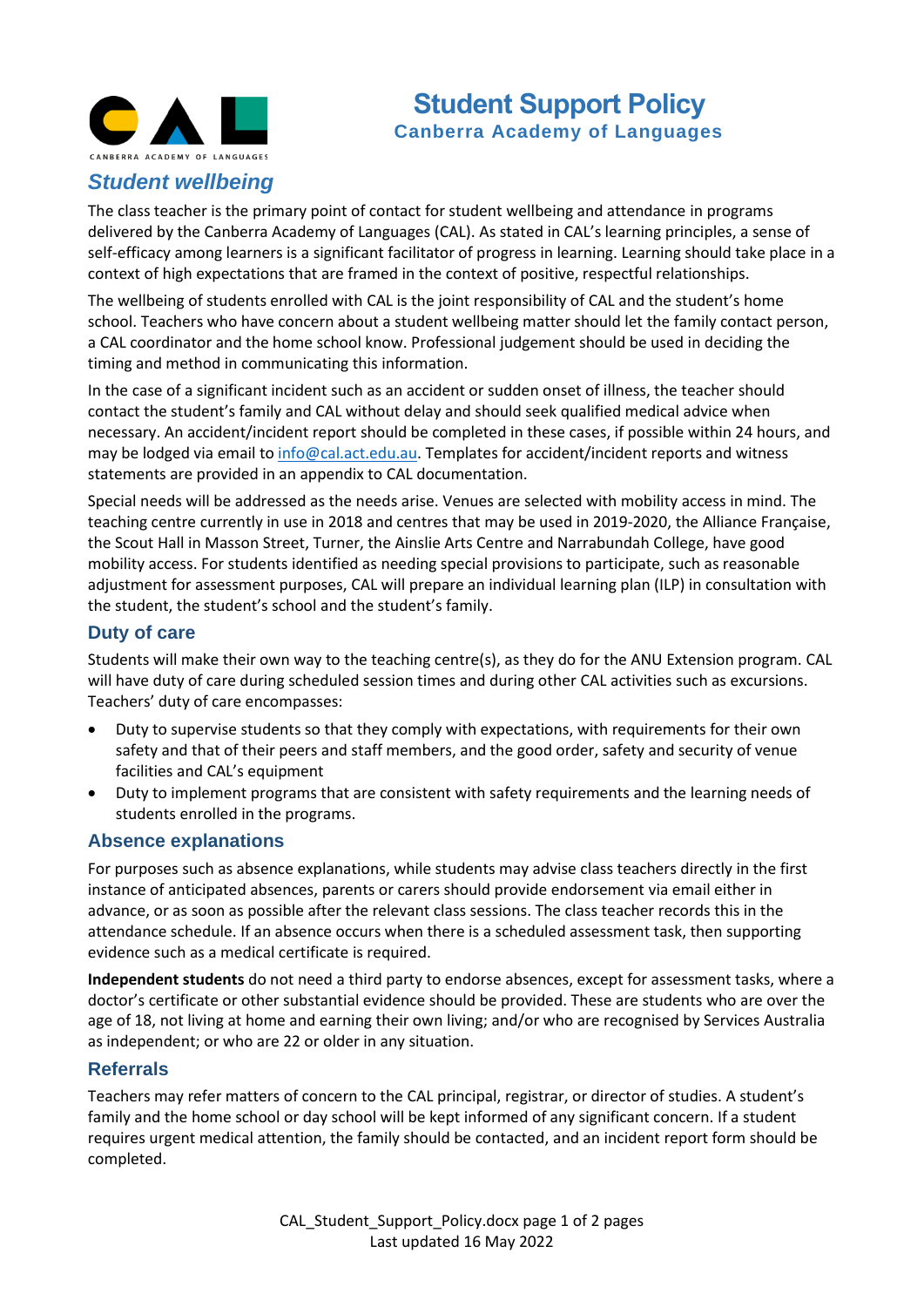# Student Support Policy

## Canberra Academy of Languages

### *Student wellbeing*

The class teacher is the primary point of contact for student wellbeing and attendance in programs delivered by the Canberra Academy of Languages (CAL). As stated in CAL's learning principles, a sense of self-efficacy among learners is a significant facilitator of progress in learning. Learning should take place in a context of high expectations that are framed in the context of positive, respectful relationships.

The wellbeing of students enrolled with CAL is the joint responsibility of CAL and the student's home school. Teachers who have concern about a student wellbeing matter should let the family contact person, a CAL coordinator and the home school know. Professional judgement should be used in deciding the timing and method in communicating this information.

In the case of a significant incident such as an accident or sudden onset of illness, the teacher should contact the student's family and CAL without delay and should seek qualified medical advice when necessary. An accident/incident report should be completed in these cases, if possible within 24 hours, and may be lodged via email to info@cal.act.edu.au. Templates for accident/incident reports and witness statements are provided in an appendix to CAL documentation.

Special needs will be addressed as the needs arise. Venues are selected with mobility access in mind. The teaching centre currently in use in 2018 and centres that may be used in 2019-2020, the Alliance Française, the Scout Hall in Masson Street, Turner, the Ainslie Arts Centre and Narrabundah College, have good mobility access. For students identified as needing special provisions to participate, such as reasonable adjustment for assessment purposes, CAL will prepare an individual learning plan (ILP) in consultation with the student, the student's school and the student's family.

### Duty of care

Students will make their own way to the teaching centre(s), as they do for the ANU Extension program. CAL will have duty of care during scheduled session times and during other CAL activities such as excursions. Teachers' duty of care encompasses:

- Duty to supervise students so that they comply with expectations, with requirements for their own safety and that of their peers and staff members, and the good order, safety and security of venue facilities and CAL's equipment
- Duty to implement programs that are consistent with safety requirements and the learning needs of students enrolled in the programs.

### Absence explanations

For purposes such as absence explanations, while students may advise class teachers directly in the first instance of anticipated absences, parents or carers should provide endorsement via email either in advance, or as soon as possible after the relevant class sessions. The class teacher records this in the attendance schedule. If an absence occurs when there is a scheduled assessment task, then supporting evidence such as a medical certificate is required.

**Independent students** do not need a third party to endorse absences, except for assessment tasks, where a doctor's certificate or other substantial evidence should be provided. These are students who are over the age of 18, not living at home and earning their own living; and/or who are recognised by Services Australia as independent; or who are 22 or older in any situation.

### Referrals

Teachers may refer matters of concern to the CAL principal, registrar, or director of studies. A student's family and the home school or day school will be kept informed of any significant concern. If a student requires urgent medical attention, the family should be contacted, and an incident report form should be completed.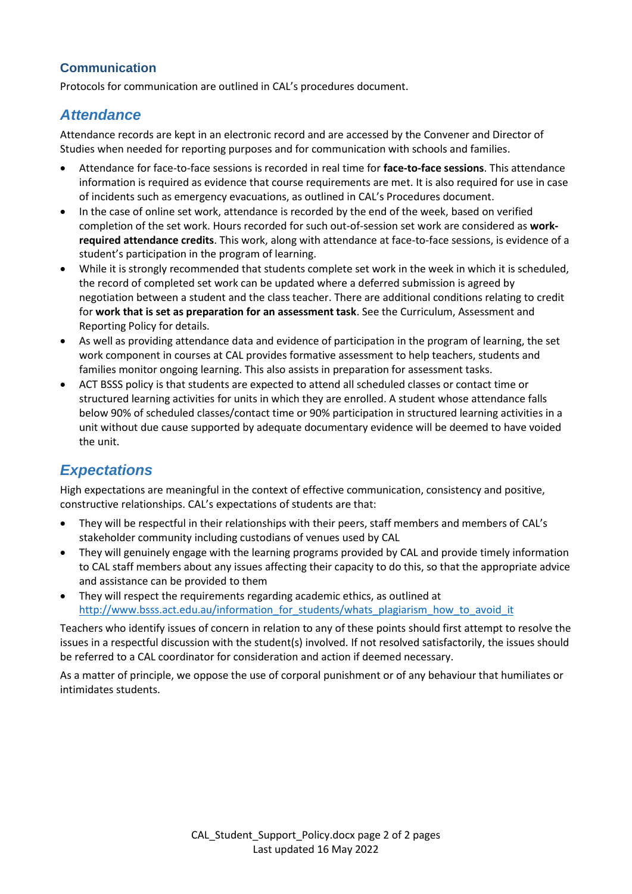### Communication

Protocols for communication are outlined in CAL's procedures document.

## *Attendance*

Attendance records are kept in an electronic record and are accessed by the Convener and Director of Studies when needed for reporting purposes and for communication with schools and families.

- Attendance for face-to-face sessions is recorded in real time for **face-to-face sessions**. This attendance information is required as evidence that course requirements are met. It is also required for use in case of incidents such as emergency evacuations, as outlined in CAL's Procedures document.
- In the case of online set work, attendance is recorded by the end of the week, based on verified completion of the set work. Hours recorded for such out-of-session set work are considered as **work-required attendance credits**. This work, along with attendance at face-to-face sessions, is evidence of a student's participation in the program of learning.
- While it is strongly recommended that students complete set work in the week in which it is scheduled, the record of completed set work can be updated where a deferred submission is agreed by negotiation between a student and the class teacher. There are additional conditions relating to credit for **work that is set as preparation for an assessment task**. See the Curriculum, Assessment and Reporting Policy for details.
- As well as providing attendance data and evidence of participation in the program of learning, the set work component in courses at CAL provides formative assessment to help teachers, students and families monitor ongoing learning. This also assists in preparation for assessment tasks.
- ACT BSSS policy is that students are expected to attend all scheduled classes or contact time or structured learning activities for units in which they are enrolled. A student whose attendance falls below 90% of scheduled classes/contact time or 90% participation in structured learning activities in a unit without due cause supported by adequate documentary evidence will be deemed to have voided the unit.

## *Expectations*

High expectations are meaningful in the context of effective communication, consistency and positive, constructive relationships. CAL's expectations of students are that:

- They will be respectful in their relationships with their peers, staff members and members of CAL's stakeholder community including custodians of venues used by CAL
- They will genuinely engage with the learning programs provided by CAL and provide timely information to CAL staff members about any issues affecting their capacity to do this, so that the appropriate advice and assistance can be provided to them
- They will respect the requirements regarding academic ethics, as outlined at http://www.bsss.act.edu.au/information_for_students/whats_plagiarism_how_to_avoid_it

Teachers who identify issues of concern in relation to any of these points should first attempt to resolve the issues in a respectful discussion with the student(s) involved. If not resolved satisfactorily, the issues should be referred to a CAL coordinator for consideration and action if deemed necessary.

As a matter of principle, we oppose the use of corporal punishment or of any behaviour that humiliates or intimidates students.